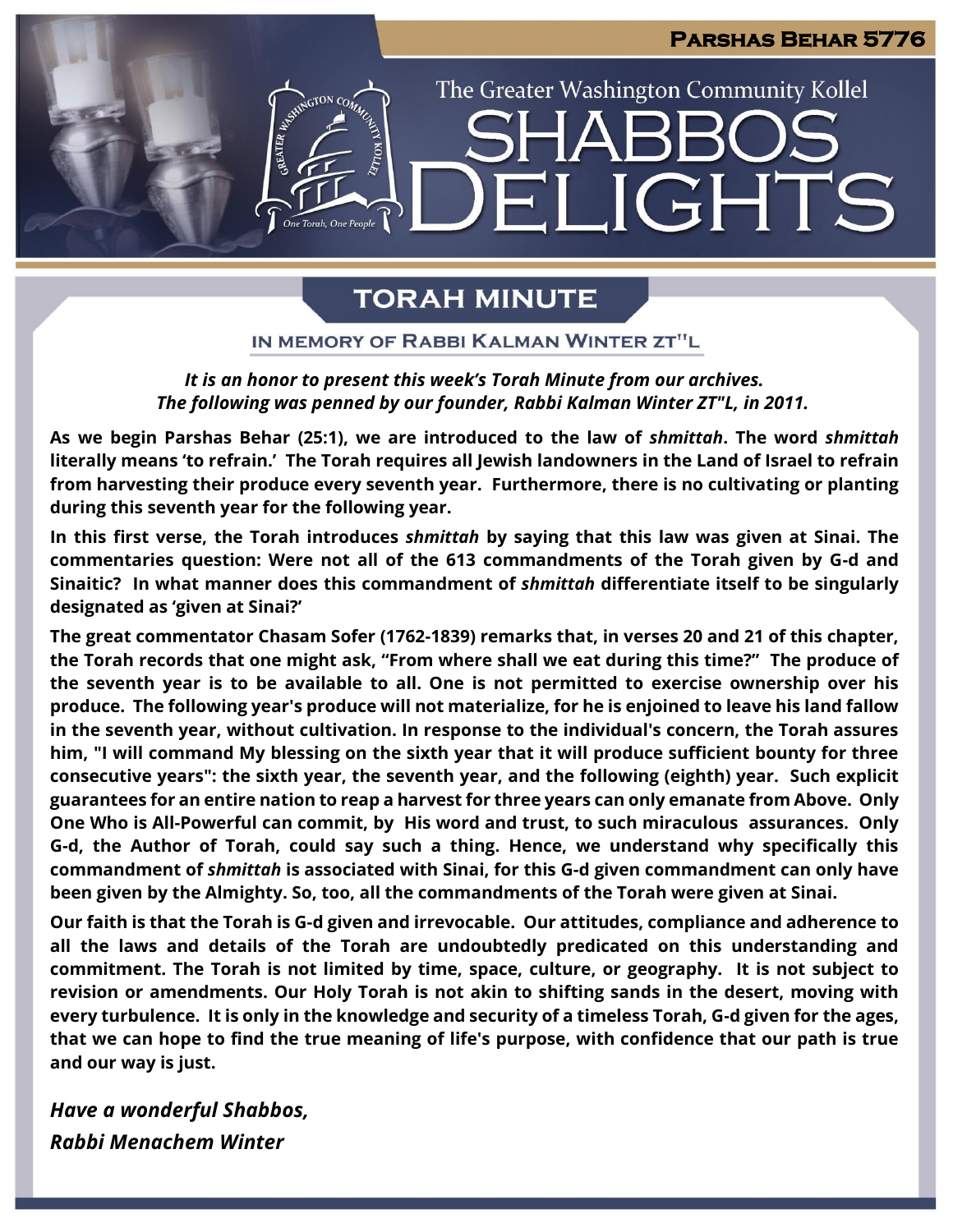**Parshas Behar 5776**

The Greater Washington Community Kollel

# SHABBOS DELIGHTS

## TORAH MINUTE

### IN MEMORY OF RABBI KALMAN WINTER ZT"L

***It is an honor to present this week's Torah Minute from our archives. The following was penned by our founder, Rabbi Kalman Winter ZT"L, in 2011.***

**As we begin Parshas Behar (25:1), we are introduced to the law of *shmittah*. The word *shmittah* literally means 'to refrain.' The Torah requires all Jewish landowners in the Land of Israel to refrain from harvesting their produce every seventh year. Furthermore, there is no cultivating or planting during this seventh year for the following year.**

**In this first verse, the Torah introduces *shmittah* by saying that this law was given at Sinai. The commentaries question: Were not all of the 613 commandments of the Torah given by G-d and Sinaitic? In what manner does this commandment of *shmittah* differentiate itself to be singularly designated as 'given at Sinai?'**

**The great commentator Chasam Sofer (1762-1839) remarks that, in verses 20 and 21 of this chapter, the Torah records that one might ask, "From where shall we eat during this time?" The produce of the seventh year is to be available to all. One is not permitted to exercise ownership over his produce. The following year's produce will not materialize, for he is enjoined to leave his land fallow in the seventh year, without cultivation. In response to the individual's concern, the Torah assures him, "I will command My blessing on the sixth year that it will produce sufficient bounty for three consecutive years": the sixth year, the seventh year, and the following (eighth) year. Such explicit guarantees for an entire nation to reap a harvest for three years can only emanate from Above. Only One Who is All-Powerful can commit, by His word and trust, to such miraculous assurances. Only G-d, the Author of Torah, could say such a thing. Hence, we understand why specifically this commandment of *shmittah* is associated with Sinai, for this G-d given commandment can only have been given by the Almighty. So, too, all the commandments of the Torah were given at Sinai.**

**Our faith is that the Torah is G-d given and irrevocable. Our attitudes, compliance and adherence to all the laws and details of the Torah are undoubtedly predicated on this understanding and commitment. The Torah is not limited by time, space, culture, or geography. It is not subject to revision or amendments. Our Holy Torah is not akin to shifting sands in the desert, moving with every turbulence. It is only in the knowledge and security of a timeless Torah, G-d given for the ages, that we can hope to find the true meaning of life's purpose, with confidence that our path is true and our way is just.**

***Have a wonderful Shabbos,***
***Rabbi Menachem Winter***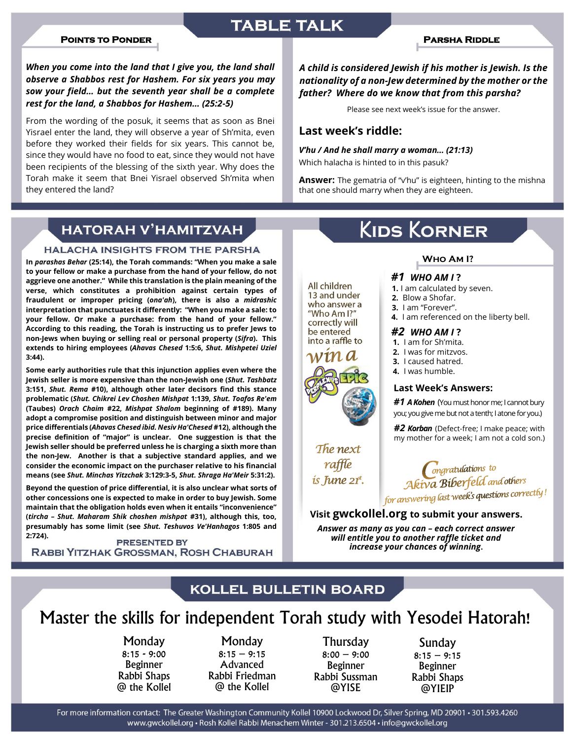# TABLE TALK

## Points to Ponder

***When you come into the land that I give you, the land shall observe a Shabbos rest for Hashem. For six years you may sow your field... but the seventh year shall be a complete rest for the land, a Shabbos for Hashem... (25:2-5)***

From the wording of the posuk, it seems that as soon as Bnei Yisrael enter the land, they will observe a year of Sh'mita, even before they worked their fields for six years. This cannot be, since they would have no food to eat, since they would not have been recipients of the blessing of the sixth year. Why does the Torah make it seem that Bnei Yisrael observed Sh'mita when they entered the land?

## Parsha Riddle

***A child is considered Jewish if his mother is Jewish. Is the nationality of a non-Jew determined by the mother or the father? Where do we know that from this parsha?***

Please see next week's issue for the answer.

### Last week's riddle:

***V'hu / And he shall marry a woman... (21:13)***

Which halacha is hinted to in this pasuk?

**Answer:** The gematria of "v'hu" is eighteen, hinting to the mishna that one should marry when they are eighteen.

# HATORAH V'HAMITZVAH

## HALACHA INSIGHTS FROM THE PARSHA

**In *parashas Behar* (25:14), the Torah commands: "When you make a sale to your fellow or make a purchase from the hand of your fellow, do not aggrieve one another." While this translation is the plain meaning of the verse, which constitutes a prohibition against certain types of fraudulent or improper pricing (*ona'ah*), there is also a *midrashic* interpretation that punctuates it differently: "When you make a sale: to your fellow. Or make a purchase: from the hand of your fellow." According to this reading, the Torah is instructing us to prefer Jews to non-Jews when buying or selling real or personal property (*Sifra*). This extends to hiring employees (*Ahavas Chesed* 1:5:6, *Shut. Mishpetei Uziel* 3:44).**

**Some early authorities rule that this injunction applies even where the Jewish seller is more expensive than the non-Jewish one (*Shut. Tashbatz* 3:151, *Shut. Rema* #10), although other later decisors find this stance problematic (*Shut. Chikrei Lev Choshen Mishpat* 1:139, *Shut. Toafos Re'em* (Taubes) *Orach Chaim* #22, *Mishpat Shalom* beginning of #189). Many adopt a compromise position and distinguish between minor and major price differentials (*Ahavas Chesed ibid. Nesiv Ha'Chesed* #12), although the precise definition of "major" is unclear. One suggestion is that the Jewish seller should be preferred unless he is charging a sixth more than the non-Jew. Another is that a subjective standard applies, and we consider the economic impact on the purchaser relative to his financial means (see *Shut. Minchas Yitzchak* 3:129:3-5, *Shut. Shraga Ha'Meir* 5:31:2).**

**Beyond the question of price differential, it is also unclear what sorts of other concessions one is expected to make in order to buy Jewish. Some maintain that the obligation holds even when it entails "inconvenience" (*tircha* – *Shut. Maharam Shik choshen mishpat* #31), although this, too, presumably has some limit (see *Shut. Teshuvos Ve'Hanhagos* 1:805 and 2:724).**

PRESENTED BY
RABBI YITZHAK GROSSMAN, ROSH CHABURAH

# KIDS KORNER

All children 13 and under who answer a "Who Am I?" correctly will be entered into a raffle to win a Perplexus Epic

The next raffle is June 21st.

## Who Am I?

### #1 WHO AM I ?

1. I am calculated by seven.
2. Blow a Shofar.
3. I am "Forever".
4. I am referenced on the liberty bell.

### #2 WHO AM I ?

1. I am for Sh'mita.
2. I was for mitzvos.
3. I caused hatred.
4. I was humble.

### Last Week's Answers:

***#1 A Kohen*** (You must honor me; I cannot bury you; you give me but not a tenth; I atone for you.)

***#2 Korban*** (Defect-free; I make peace; with my mother for a week; I am not a cold son.)

*Congratulations to Akiva Biberfeld and others for answering last week's questions correctly!*

**Visit gwckollel.org to submit your answers.**

***Answer as many as you can – each correct answer will entitle you to another raffle ticket and increase your chances of winning.***

# KOLLEL BULLETIN BOARD

## Master the skills for independent Torah study with Yesodei Hatorah!

| Monday | Monday | Thursday | Sunday |
|---|---|---|---|
| 8:15 - 9:00 | 8:15 – 9:15 | 8:00 – 9:00 | 8:15 – 9:15 |
| Beginner | Advanced | Beginner | Beginner |
| Rabbi Shaps | Rabbi Friedman | Rabbi Sussman | Rabbi Shaps |
| @ the Kollel | @ the Kollel | @YISE | @YIEIP |

For more information contact: The Greater Washington Community Kollel 10900 Lockwood Dr, Silver Spring, MD 20901 • 301.593.4260
www.gwckollel.org • Rosh Kollel Rabbi Menachem Winter - 301.213.6504 • info@gwckollel.org